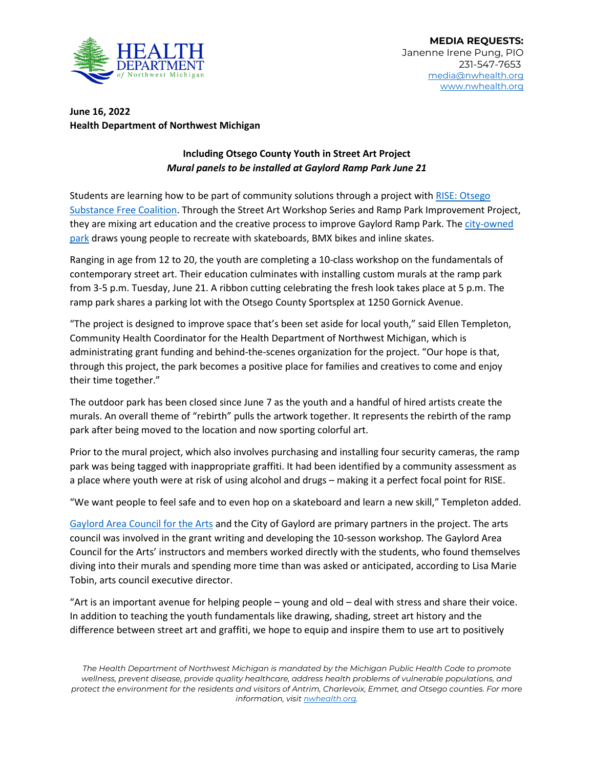**MEDIA REQUESTS:**
Janenne Irene Pung, PIO
231-547-7653
media@nwhealth.org
www.nwhealth.org

**June 16, 2022**
**Health Department of Northwest Michigan**

**Including Otsego County Youth in Street Art Project**
***Mural panels to be installed at Gaylord Ramp Park June 21***

Students are learning how to be part of community solutions through a project with RISE: Otsego Substance Free Coalition. Through the Street Art Workshop Series and Ramp Park Improvement Project, they are mixing art education and the creative process to improve Gaylord Ramp Park. The city-owned park draws young people to recreate with skateboards, BMX bikes and inline skates.

Ranging in age from 12 to 20, the youth are completing a 10-class workshop on the fundamentals of contemporary street art. Their education culminates with installing custom murals at the ramp park from 3-5 p.m. Tuesday, June 21. A ribbon cutting celebrating the fresh look takes place at 5 p.m. The ramp park shares a parking lot with the Otsego County Sportsplex at 1250 Gornick Avenue.

"The project is designed to improve space that's been set aside for local youth," said Ellen Templeton, Community Health Coordinator for the Health Department of Northwest Michigan, which is administrating grant funding and behind-the-scenes organization for the project. "Our hope is that, through this project, the park becomes a positive place for families and creatives to come and enjoy their time together."

The outdoor park has been closed since June 7 as the youth and a handful of hired artists create the murals. An overall theme of "rebirth" pulls the artwork together. It represents the rebirth of the ramp park after being moved to the location and now sporting colorful art.

Prior to the mural project, which also involves purchasing and installing four security cameras, the ramp park was being tagged with inappropriate graffiti. It had been identified by a community assessment as a place where youth were at risk of using alcohol and drugs – making it a perfect focal point for RISE.

"We want people to feel safe and to even hop on a skateboard and learn a new skill," Templeton added.

Gaylord Area Council for the Arts and the City of Gaylord are primary partners in the project. The arts council was involved in the grant writing and developing the 10-sesson workshop. The Gaylord Area Council for the Arts' instructors and members worked directly with the students, who found themselves diving into their murals and spending more time than was asked or anticipated, according to Lisa Marie Tobin, arts council executive director.

"Art is an important avenue for helping people – young and old – deal with stress and share their voice. In addition to teaching the youth fundamentals like drawing, shading, street art history and the difference between street art and graffiti, we hope to equip and inspire them to use art to positively

*The Health Department of Northwest Michigan is mandated by the Michigan Public Health Code to promote wellness, prevent disease, provide quality healthcare, address health problems of vulnerable populations, and protect the environment for the residents and visitors of Antrim, Charlevoix, Emmet, and Otsego counties. For more information, visit nwhealth.org.*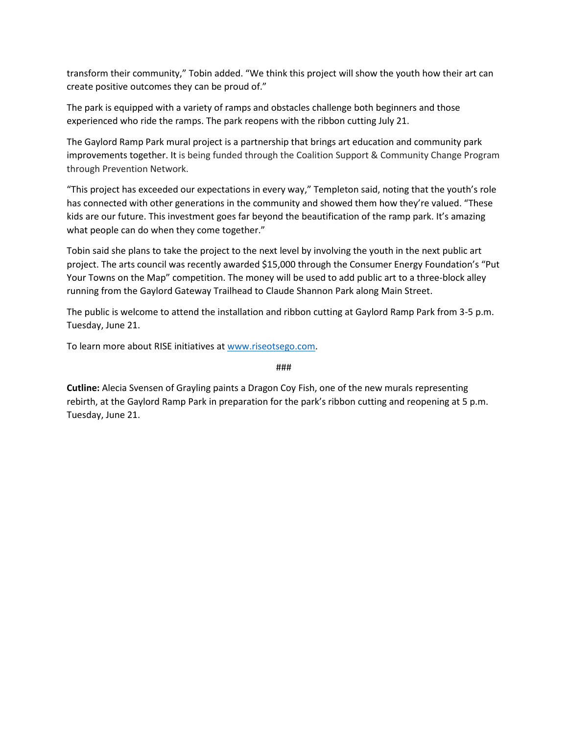transform their community," Tobin added. "We think this project will show the youth how their art can create positive outcomes they can be proud of."

The park is equipped with a variety of ramps and obstacles challenge both beginners and those experienced who ride the ramps. The park reopens with the ribbon cutting July 21.

The Gaylord Ramp Park mural project is a partnership that brings art education and community park improvements together. It is being funded through the Coalition Support & Community Change Program through Prevention Network.

"This project has exceeded our expectations in every way," Templeton said, noting that the youth's role has connected with other generations in the community and showed them how they're valued. "These kids are our future. This investment goes far beyond the beautification of the ramp park. It's amazing what people can do when they come together."

Tobin said she plans to take the project to the next level by involving the youth in the next public art project. The arts council was recently awarded $15,000 through the Consumer Energy Foundation's "Put Your Towns on the Map" competition. The money will be used to add public art to a three-block alley running from the Gaylord Gateway Trailhead to Claude Shannon Park along Main Street.

The public is welcome to attend the installation and ribbon cutting at Gaylord Ramp Park from 3-5 p.m. Tuesday, June 21.

To learn more about RISE initiatives at [www.riseotsego.com](http://www.riseotsego.com).

###

**Cutline:** Alecia Svensen of Grayling paints a Dragon Coy Fish, one of the new murals representing rebirth, at the Gaylord Ramp Park in preparation for the park's ribbon cutting and reopening at 5 p.m. Tuesday, June 21.